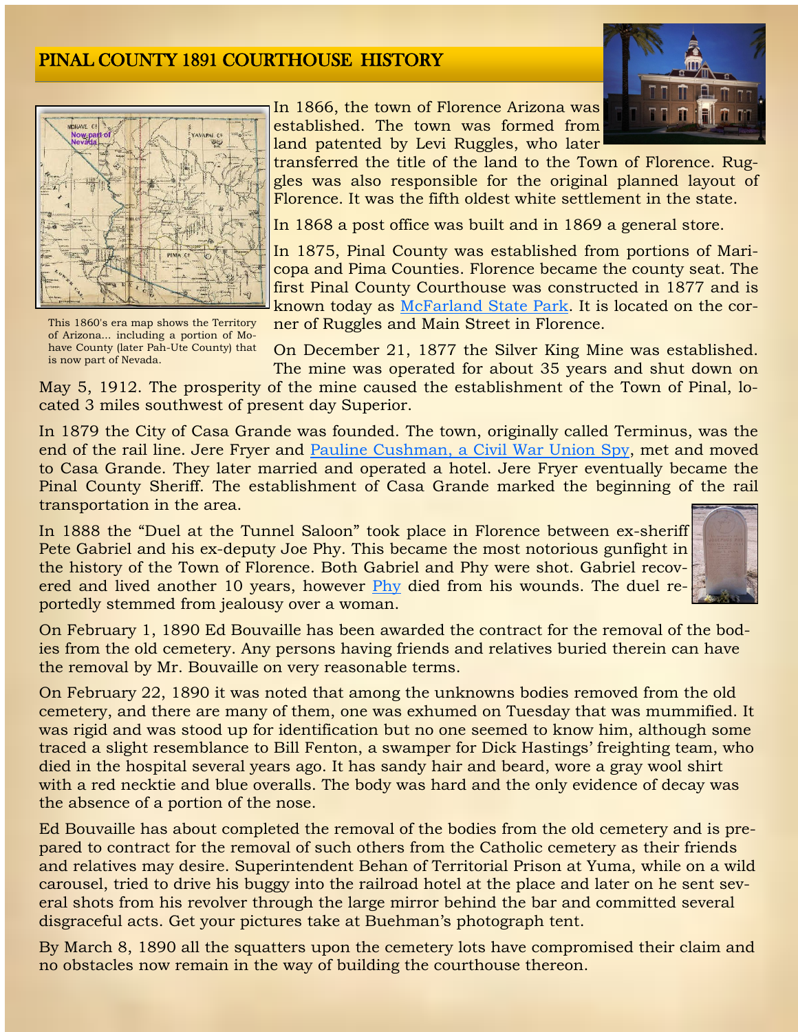# PINAL COUNTY 1891 COURTHOUSE HISTORY

This 1860's era map shows the Territory of Arizona... including a portion of Mohave County (later Pah-Ute County) that is now part of Nevada.

In 1866, the town of Florence Arizona was established. The town was formed from land patented by Levi Ruggles, who later transferred the title of the land to the Town of Florence. Ruggles was also responsible for the original planned layout of Florence. It was the fifth oldest white settlement in the state.

In 1868 a post office was built and in 1869 a general store.

In 1875, Pinal County was established from portions of Maricopa and Pima Counties. Florence became the county seat. The first Pinal County Courthouse was constructed in 1877 and is known today as McFarland State Park. It is located on the corner of Ruggles and Main Street in Florence.

On December 21, 1877 the Silver King Mine was established. The mine was operated for about 35 years and shut down on May 5, 1912. The prosperity of the mine caused the establishment of the Town of Pinal, located 3 miles southwest of present day Superior.

In 1879 the City of Casa Grande was founded. The town, originally called Terminus, was the end of the rail line. Jere Fryer and Pauline Cushman, a Civil War Union Spy, met and moved to Casa Grande. They later married and operated a hotel. Jere Fryer eventually became the Pinal County Sheriff. The establishment of Casa Grande marked the beginning of the rail transportation in the area.

In 1888 the "Duel at the Tunnel Saloon" took place in Florence between ex-sheriff Pete Gabriel and his ex-deputy Joe Phy. This became the most notorious gunfight in the history of the Town of Florence. Both Gabriel and Phy were shot. Gabriel recovered and lived another 10 years, however Phy died from his wounds. The duel reportedly stemmed from jealousy over a woman.

On February 1, 1890 Ed Bouvaille has been awarded the contract for the removal of the bodies from the old cemetery. Any persons having friends and relatives buried therein can have the removal by Mr. Bouvaille on very reasonable terms.

On February 22, 1890 it was noted that among the unknowns bodies removed from the old cemetery, and there are many of them, one was exhumed on Tuesday that was mummified. It was rigid and was stood up for identification but no one seemed to know him, although some traced a slight resemblance to Bill Fenton, a swamper for Dick Hastings' freighting team, who died in the hospital several years ago. It has sandy hair and beard, wore a gray wool shirt with a red necktie and blue overalls. The body was hard and the only evidence of decay was the absence of a portion of the nose.

Ed Bouvaille has about completed the removal of the bodies from the old cemetery and is prepared to contract for the removal of such others from the Catholic cemetery as their friends and relatives may desire. Superintendent Behan of Territorial Prison at Yuma, while on a wild carousel, tried to drive his buggy into the railroad hotel at the place and later on he sent several shots from his revolver through the large mirror behind the bar and committed several disgraceful acts. Get your pictures take at Buehman's photograph tent.

By March 8, 1890 all the squatters upon the cemetery lots have compromised their claim and no obstacles now remain in the way of building the courthouse thereon.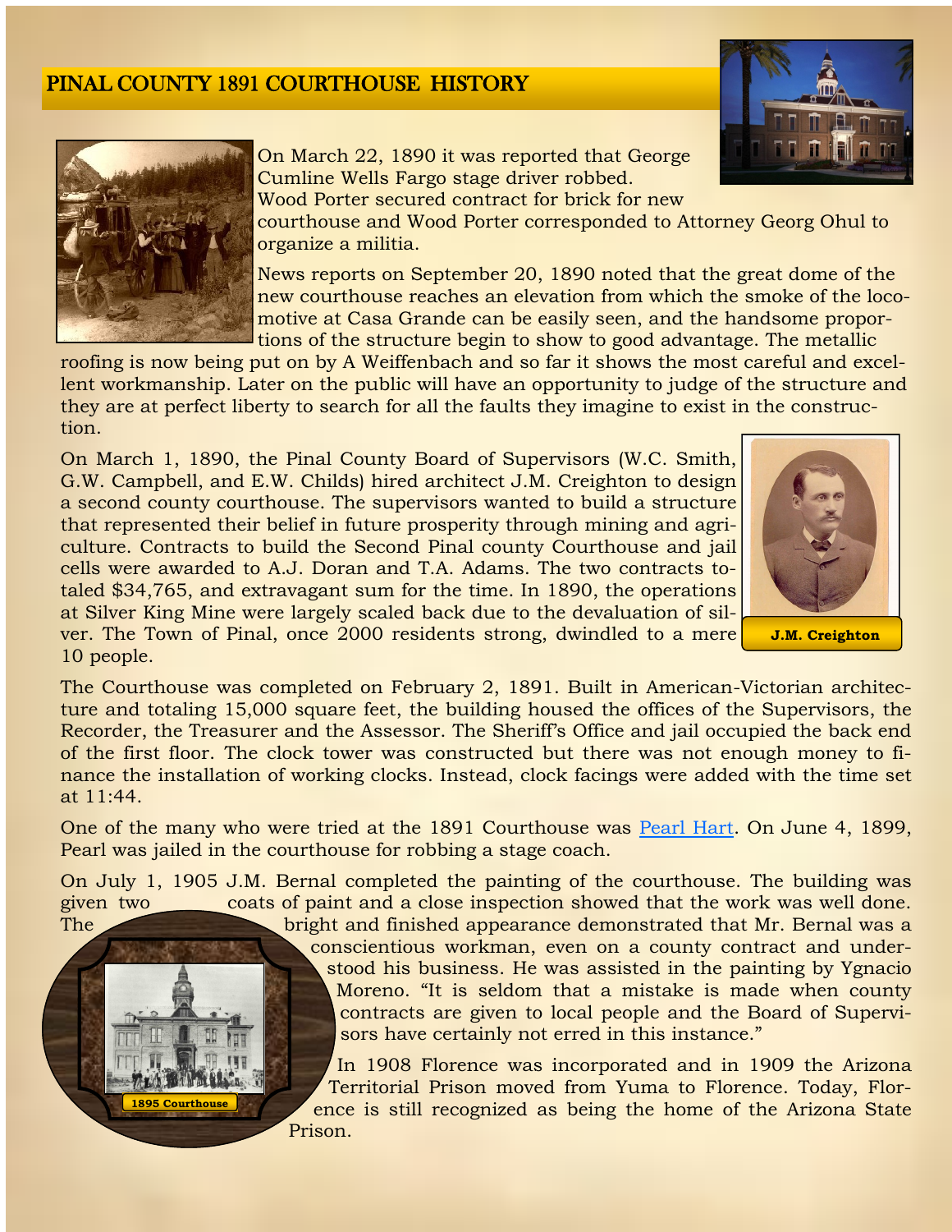## PINAL COUNTY 1891 COURTHOUSE HISTORY

On March 22, 1890 it was reported that George Cumline Wells Fargo stage driver robbed. Wood Porter secured contract for brick for new courthouse and Wood Porter corresponded to Attorney Georg Ohul to organize a militia.

News reports on September 20, 1890 noted that the great dome of the new courthouse reaches an elevation from which the smoke of the locomotive at Casa Grande can be easily seen, and the handsome proportions of the structure begin to show to good advantage. The metallic roofing is now being put on by A Weiffenbach and so far it shows the most careful and excellent workmanship. Later on the public will have an opportunity to judge of the structure and they are at perfect liberty to search for all the faults they imagine to exist in the construction.

On March 1, 1890, the Pinal County Board of Supervisors (W.C. Smith, G.W. Campbell, and E.W. Childs) hired architect J.M. Creighton to design a second county courthouse. The supervisors wanted to build a structure that represented their belief in future prosperity through mining and agriculture. Contracts to build the Second Pinal county Courthouse and jail cells were awarded to A.J. Doran and T.A. Adams. The two contracts totaled $34,765, and extravagant sum for the time. In 1890, the operations at Silver King Mine were largely scaled back due to the devaluation of silver. The Town of Pinal, once 2000 residents strong, dwindled to a mere 10 people.

J.M. Creighton

The Courthouse was completed on February 2, 1891. Built in American-Victorian architecture and totaling 15,000 square feet, the building housed the offices of the Supervisors, the Recorder, the Treasurer and the Assessor. The Sheriff's Office and jail occupied the back end of the first floor. The clock tower was constructed but there was not enough money to finance the installation of working clocks. Instead, clock facings were added with the time set at 11:44.

One of the many who were tried at the 1891 Courthouse was Pearl Hart. On June 4, 1899, Pearl was jailed in the courthouse for robbing a stage coach.

On July 1, 1905 J.M. Bernal completed the painting of the courthouse. The building was given two coats of paint and a close inspection showed that the work was well done. The bright and finished appearance demonstrated that Mr. Bernal was a conscientious workman, even on a county contract and understood his business. He was assisted in the painting by Ygnacio Moreno. "It is seldom that a mistake is made when county contracts are given to local people and the Board of Supervisors have certainly not erred in this instance."

1895 Courthouse

In 1908 Florence was incorporated and in 1909 the Arizona Territorial Prison moved from Yuma to Florence. Today, Florence is still recognized as being the home of the Arizona State Prison.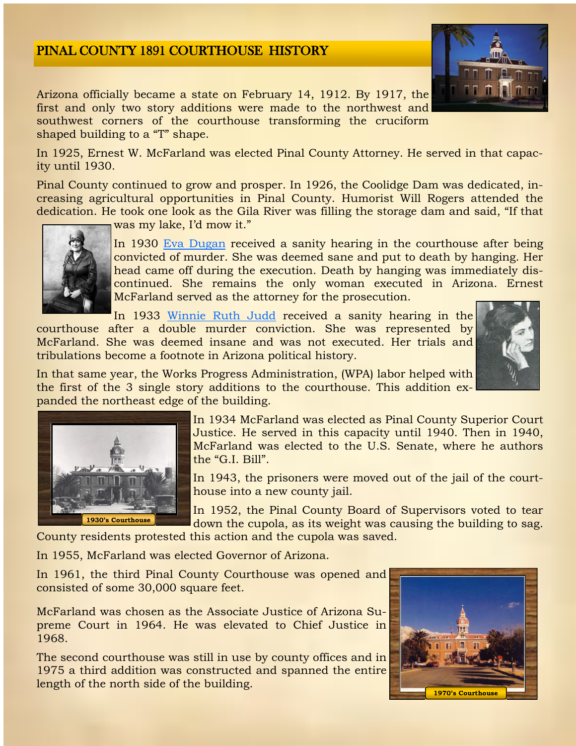# PINAL COUNTY 1891 COURTHOUSE HISTORY

Arizona officially became a state on February 14, 1912. By 1917, the first and only two story additions were made to the northwest and southwest corners of the courthouse transforming the cruciform shaped building to a "T" shape.

In 1925, Ernest W. McFarland was elected Pinal County Attorney. He served in that capacity until 1930.

Pinal County continued to grow and prosper. In 1926, the Coolidge Dam was dedicated, increasing agricultural opportunities in Pinal County. Humorist Will Rogers attended the dedication. He took one look as the Gila River was filling the storage dam and said, "If that was my lake, I'd mow it."

In 1930 Eva Dugan received a sanity hearing in the courthouse after being convicted of murder. She was deemed sane and put to death by hanging. Her head came off during the execution. Death by hanging was immediately discontinued. She remains the only woman executed in Arizona. Ernest McFarland served as the attorney for the prosecution.

In 1933 Winnie Ruth Judd received a sanity hearing in the courthouse after a double murder conviction. She was represented by McFarland. She was deemed insane and was not executed. Her trials and tribulations become a footnote in Arizona political history.

In that same year, the Works Progress Administration, (WPA) labor helped with the first of the 3 single story additions to the courthouse. This addition expanded the northeast edge of the building.

1930's Courthouse

In 1934 McFarland was elected as Pinal County Superior Court Justice. He served in this capacity until 1940. Then in 1940, McFarland was elected to the U.S. Senate, where he authors the "G.I. Bill".

In 1943, the prisoners were moved out of the jail of the courthouse into a new county jail.

In 1952, the Pinal County Board of Supervisors voted to tear down the cupola, as its weight was causing the building to sag. County residents protested this action and the cupola was saved.

In 1955, McFarland was elected Governor of Arizona.

In 1961, the third Pinal County Courthouse was opened and consisted of some 30,000 square feet.

McFarland was chosen as the Associate Justice of Arizona Supreme Court in 1964. He was elevated to Chief Justice in 1968.

The second courthouse was still in use by county offices and in 1975 a third addition was constructed and spanned the entire length of the north side of the building.

1970's Courthouse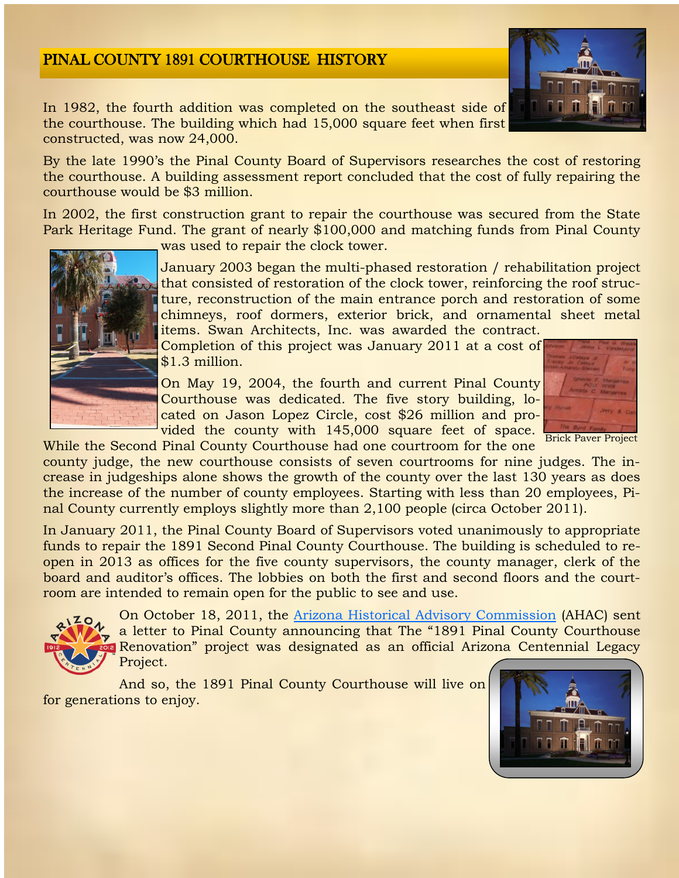## PINAL COUNTY 1891 COURTHOUSE HISTORY

In 1982, the fourth addition was completed on the southeast side of the courthouse. The building which had 15,000 square feet when first constructed, was now 24,000.

By the late 1990's the Pinal County Board of Supervisors researches the cost of restoring the courthouse. A building assessment report concluded that the cost of fully repairing the courthouse would be $3 million.

In 2002, the first construction grant to repair the courthouse was secured from the State Park Heritage Fund. The grant of nearly $100,000 and matching funds from Pinal County was used to repair the clock tower.

January 2003 began the multi-phased restoration / rehabilitation project that consisted of restoration of the clock tower, reinforcing the roof structure, reconstruction of the main entrance porch and restoration of some chimneys, roof dormers, exterior brick, and ornamental sheet metal items. Swan Architects, Inc. was awarded the contract. Completion of this project was January 2011 at a cost of $1.3 million.

On May 19, 2004, the fourth and current Pinal County Courthouse was dedicated. The five story building, located on Jason Lopez Circle, cost $26 million and provided the county with 145,000 square feet of space. While the Second Pinal County Courthouse had one courtroom for the one county judge, the new courthouse consists of seven courtrooms for nine judges. The increase in judgeships alone shows the growth of the county over the last 130 years as does the increase of the number of county employees. Starting with less than 20 employees, Pinal County currently employs slightly more than 2,100 people (circa October 2011).

Brick Paver Project

In January 2011, the Pinal County Board of Supervisors voted unanimously to appropriate funds to repair the 1891 Second Pinal County Courthouse. The building is scheduled to reopen in 2013 as offices for the five county supervisors, the county manager, clerk of the board and auditor's offices. The lobbies on both the first and second floors and the courtroom are intended to remain open for the public to see and use.

On October 18, 2011, the Arizona Historical Advisory Commission (AHAC) sent a letter to Pinal County announcing that The "1891 Pinal County Courthouse Renovation" project was designated as an official Arizona Centennial Legacy Project.

And so, the 1891 Pinal County Courthouse will live on for generations to enjoy.